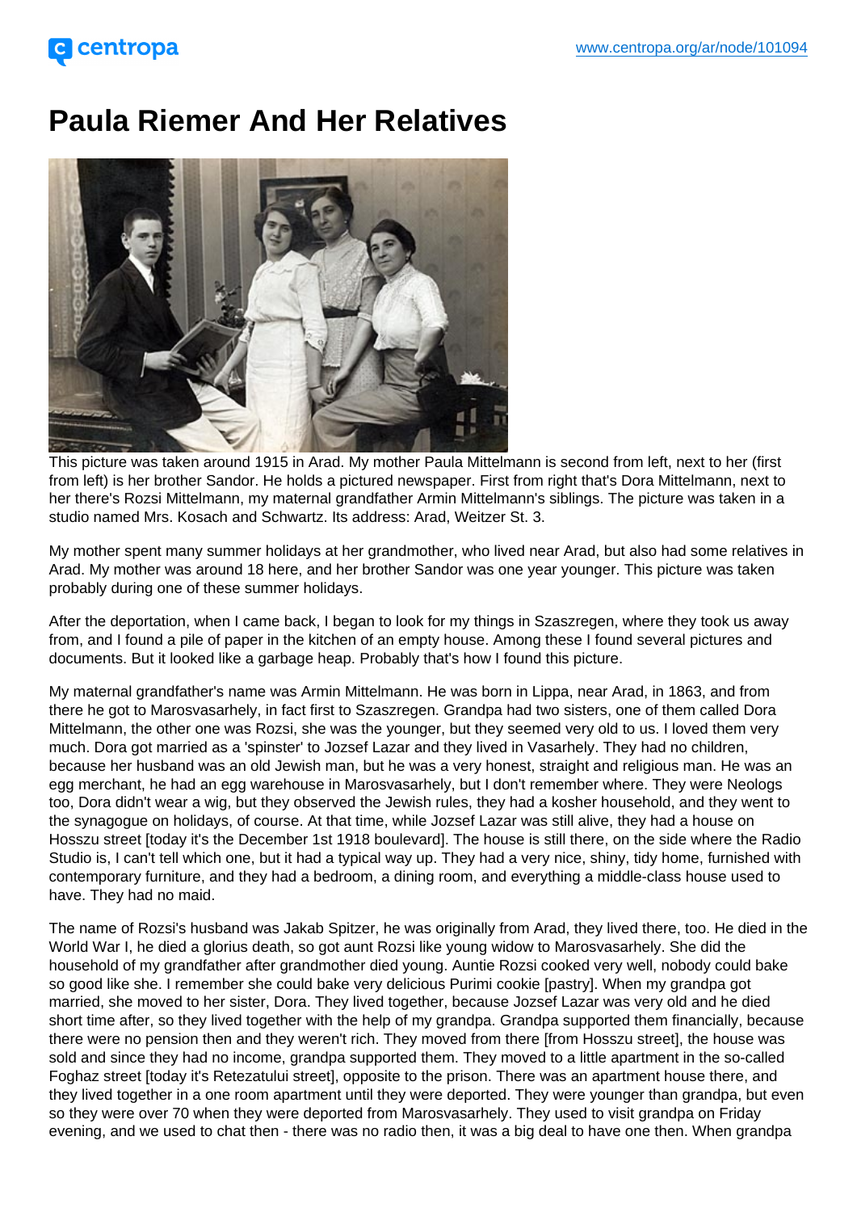# Paula Riemer And Her Relatives

This picture was taken around 1915 in Arad. My mother Paula Mittelmann is second from left, next to her (first from left) is her brother Sandor. He holds a pictured newspaper. First from right that's Dora Mittelmann, next to her there's Rozsi Mittelmann, my maternal grandfather Armin Mittelmann's siblings. The picture was taken in a studio named Mrs. Kosach and Schwartz. Its address: Arad, Weitzer St. 3.

My mother spent many summer holidays at her grandmother, who lived near Arad, but also had some relatives in Arad. My mother was around 18 here, and her brother Sandor was one year younger. This picture was taken probably during one of these summer holidays.

After the deportation, when I came back, I began to look for my things in Szaszregen, where they took us away from, and I found a pile of paper in the kitchen of an empty house. Among these I found several pictures and documents. But it looked like a garbage heap. Probably that's how I found this picture.

My maternal grandfather's name was Armin Mittelmann. He was born in Lippa, near Arad, in 1863, and from there he got to Marosvasarhely, in fact first to Szaszregen. Grandpa had two sisters, one of them called Dora Mittelmann, the other one was Rozsi, she was the younger, but they seemed very old to us. I loved them very much. Dora got married as a 'spinster' to Jozsef Lazar and they lived in Vasarhely. They had no children, because her husband was an old Jewish man, but he was a very honest, straight and religious man. He was an egg merchant, he had an egg warehouse in Marosvasarhely, but I don't remember where. They were Neologs too, Dora didn't wear a wig, but they observed the Jewish rules, they had a kosher household, and they went to the synagogue on holidays, of course. At that time, while Jozsef Lazar was still alive, they had a house on Hosszu street [today it's the December 1st 1918 boulevard]. The house is still there, on the side where the Radio Studio is, I can't tell which one, but it had a typical way up. They had a very nice, shiny, tidy home, furnished with contemporary furniture, and they had a bedroom, a dining room, and everything a middle-class house used to have. They had no maid.

The name of Rozsi's husband was Jakab Spitzer, he was originally from Arad, they lived there, too. He died in the World War I, he died a glorius death, so got aunt Rozsi like young widow to Marosvasarhely. She did the household of my grandfather after grandmother died young. Auntie Rozsi cooked very well, nobody could bake so good like she. I remember she could bake very delicious Purimi cookie [pastry]. When my grandpa got married, she moved to her sister, Dora. They lived together, because Jozsef Lazar was very old and he died short time after, so they lived together with the help of my grandpa. Grandpa supported them financially, because there were no pension then and they weren't rich. They moved from there [from Hosszu street], the house was sold and since they had no income, grandpa supported them. They moved to a little apartment in the so-called Foghaz street [today it's Retezatului street], opposite to the prison. There was an apartment house there, and they lived together in a one room apartment until they were deported. They were younger than grandpa, but even so they were over 70 when they were deported from Marosvasarhely. They used to visit grandpa on Friday evening, and we used to chat then - there was no radio then, it was a big deal to have one then. When grandpa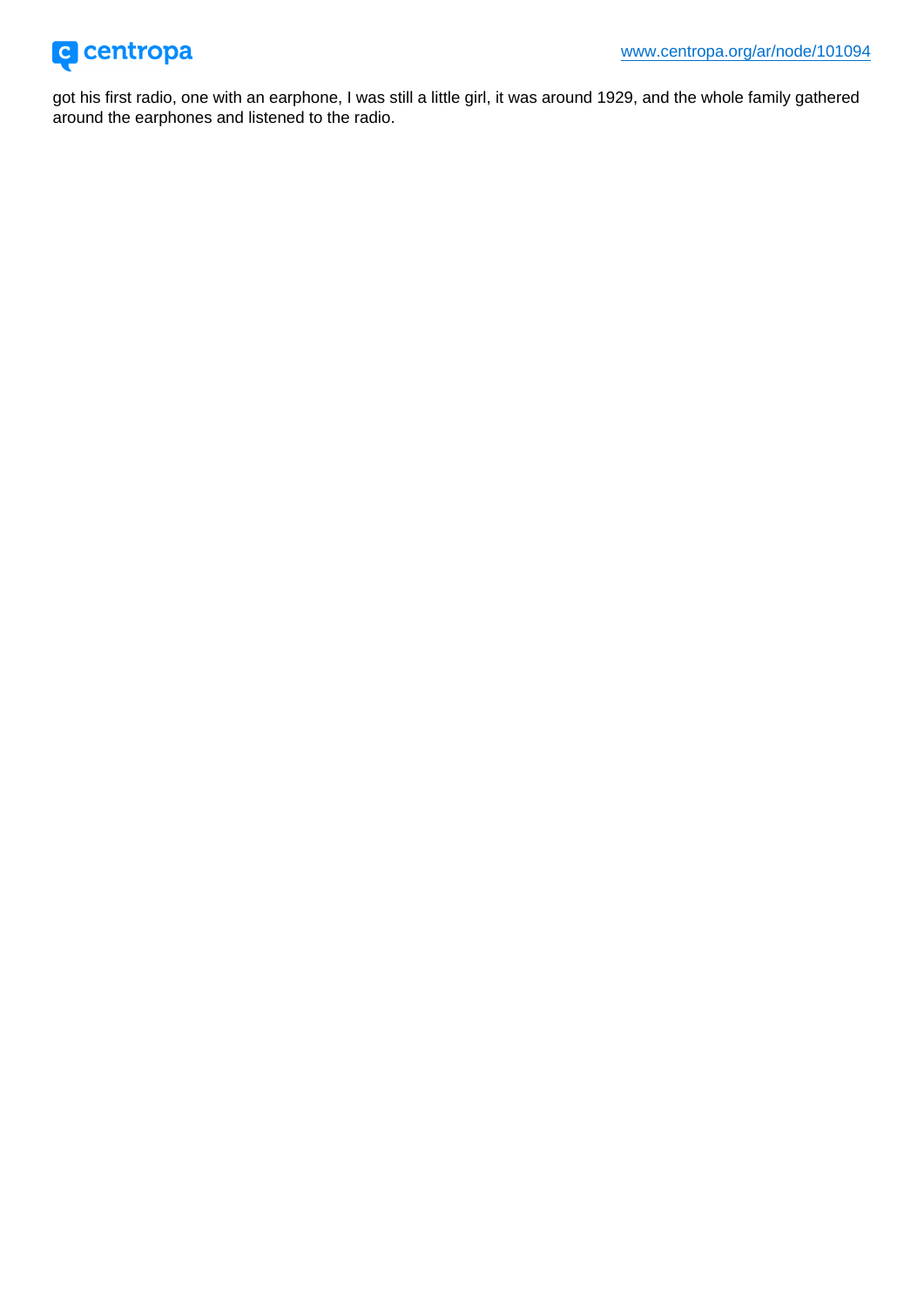got his first radio, one with an earphone, I was still a little girl, it was around 1929, and the whole family gathered around the earphones and listened to the radio.